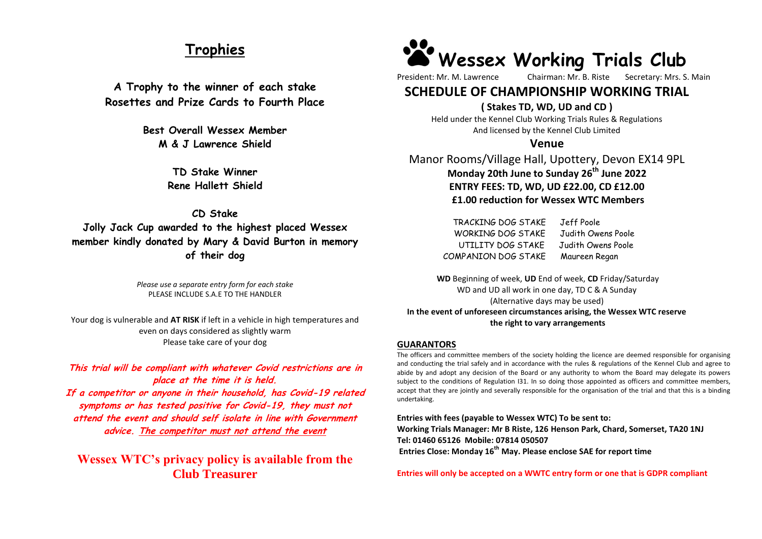## Trophies

**A Trophy to the winner of each stake**
**Rosettes and Prize Cards to Fourth Place**

**Best Overall Wessex Member**
**M & J Lawrence Shield**

**TD Stake Winner**
**Rene Hallett Shield**

**CD Stake**
**Jolly Jack Cup awarded to the highest placed Wessex member kindly donated by Mary & David Burton in memory of their dog**

*Please use a separate entry form for each stake*
PLEASE INCLUDE S.A.E TO THE HANDLER

Your dog is vulnerable and **AT RISK** if left in a vehicle in high temperatures and even on days considered as slightly warm
Please take care of your dog

***This trial will be compliant with whatever Covid restrictions are in place at the time it is held.***
***If a competitor or anyone in their household, has Covid-19 related symptoms or has tested positive for Covid-19, they must not attend the event and should self isolate in line with Government advice. The competitor must not attend the event***

**Wessex WTC's privacy policy is available from the Club Treasurer**

# Wessex Working Trials Club

President: Mr. M. Lawrence     Chairman: Mr. B. Riste     Secretary: Mrs. S. Main

## SCHEDULE OF CHAMPIONSHIP WORKING TRIAL

**( Stakes TD, WD, UD and CD )**

Held under the Kennel Club Working Trials Rules & Regulations
And licensed by the Kennel Club Limited

### Venue

Manor Rooms/Village Hall, Upottery, Devon EX14 9PL

**Monday 20th June to Sunday 26th June 2022**
**ENTRY FEES: TD, WD, UD £22.00, CD £12.00**
**£1.00 reduction for Wessex WTC Members**

| | |
|---|---|
| TRACKING DOG STAKE | Jeff Poole |
| WORKING DOG STAKE | Judith Owens Poole |
| UTILITY DOG STAKE | Judith Owens Poole |
| COMPANION DOG STAKE | Maureen Regan |

**WD** Beginning of week, **UD** End of week, **CD** Friday/Saturday
WD and UD all work in one day, TD C & A Sunday
(Alternative days may be used)
**In the event of unforeseen circumstances arising, the Wessex WTC reserve the right to vary arrangements**

### GUARANTORS

The officers and committee members of the society holding the licence are deemed responsible for organising and conducting the trial safely and in accordance with the rules & regulations of the Kennel Club and agree to abide by and adopt any decision of the Board or any authority to whom the Board may delegate its powers subject to the conditions of Regulation I31. In so doing those appointed as officers and committee members, accept that they are jointly and severally responsible for the organisation of the trial and that this is a binding undertaking.

**Entries with fees (payable to Wessex WTC) To be sent to:**
**Working Trials Manager: Mr B Riste, 126 Henson Park, Chard, Somerset, TA20 1NJ**
**Tel: 01460 65126 Mobile: 07814 050507**
**Entries Close: Monday 16th May. Please enclose SAE for report time**

**Entries will only be accepted on a WWTC entry form or one that is GDPR compliant**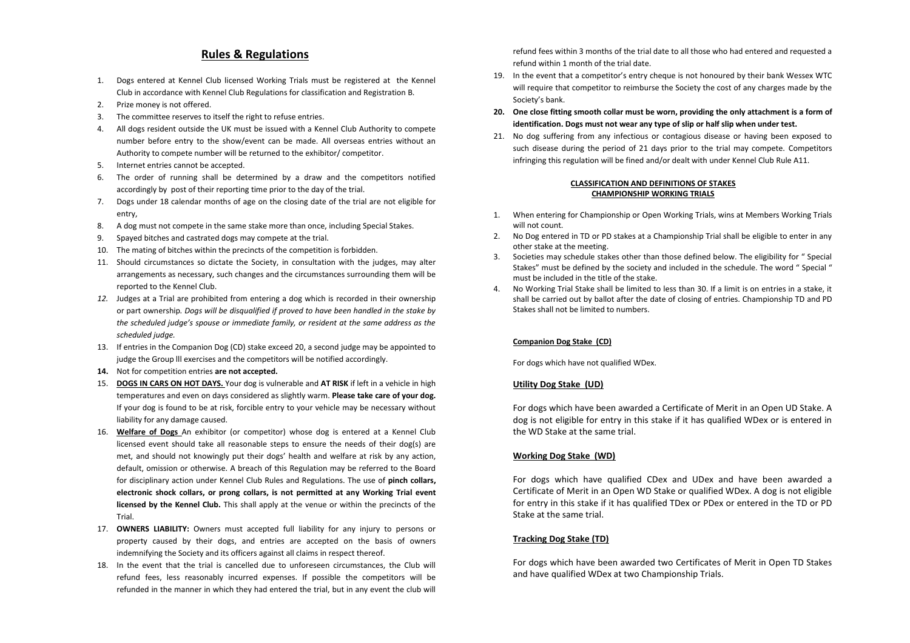# Rules & Regulations

1. Dogs entered at Kennel Club licensed Working Trials must be registered at the Kennel Club in accordance with Kennel Club Regulations for classification and Registration B.
2. Prize money is not offered.
3. The committee reserves to itself the right to refuse entries.
4. All dogs resident outside the UK must be issued with a Kennel Club Authority to compete number before entry to the show/event can be made. All overseas entries without an Authority to compete number will be returned to the exhibitor/ competitor.
5. Internet entries cannot be accepted.
6. The order of running shall be determined by a draw and the competitors notified accordingly by post of their reporting time prior to the day of the trial.
7. Dogs under 18 calendar months of age on the closing date of the trial are not eligible for entry,
8. A dog must not compete in the same stake more than once, including Special Stakes.
9. Spayed bitches and castrated dogs may compete at the trial.
10. The mating of bitches within the precincts of the competition is forbidden.
11. Should circumstances so dictate the Society, in consultation with the judges, may alter arrangements as necessary, such changes and the circumstances surrounding them will be reported to the Kennel Club.
12. Judges at a Trial are prohibited from entering a dog which is recorded in their ownership or part ownership. *Dogs will be disqualified if proved to have been handled in the stake by the scheduled judge's spouse or immediate family, or resident at the same address as the scheduled judge.*
13. If entries in the Companion Dog (CD) stake exceed 20, a second judge may be appointed to judge the Group lll exercises and the competitors will be notified accordingly.
14. Not for competition entries **are not accepted.**
15. **DOGS IN CARS ON HOT DAYS.** Your dog is vulnerable and **AT RISK** if left in a vehicle in high temperatures and even on days considered as slightly warm. **Please take care of your dog.** If your dog is found to be at risk, forcible entry to your vehicle may be necessary without liability for any damage caused.
16. **Welfare of Dogs** An exhibitor (or competitor) whose dog is entered at a Kennel Club licensed event should take all reasonable steps to ensure the needs of their dog(s) are met, and should not knowingly put their dogs' health and welfare at risk by any action, default, omission or otherwise. A breach of this Regulation may be referred to the Board for disciplinary action under Kennel Club Rules and Regulations. The use of **pinch collars, electronic shock collars, or prong collars, is not permitted at any Working Trial event licensed by the Kennel Club.** This shall apply at the venue or within the precincts of the Trial.
17. **OWNERS LIABILITY:** Owners must accepted full liability for any injury to persons or property caused by their dogs, and entries are accepted on the basis of owners indemnifying the Society and its officers against all claims in respect thereof.
18. In the event that the trial is cancelled due to unforeseen circumstances, the Club will refund fees, less reasonably incurred expenses. If possible the competitors will be refunded in the manner in which they had entered the trial, but in any event the club will refund fees within 3 months of the trial date to all those who had entered and requested a refund within 1 month of the trial date.
19. In the event that a competitor's entry cheque is not honoured by their bank Wessex WTC will require that competitor to reimburse the Society the cost of any charges made by the Society's bank.
20. **One close fitting smooth collar must be worn, providing the only attachment is a form of identification. Dogs must not wear any type of slip or half slip when under test.**
21. No dog suffering from any infectious or contagious disease or having been exposed to such disease during the period of 21 days prior to the trial may compete. Competitors infringing this regulation will be fined and/or dealt with under Kennel Club Rule A11.

**CLASSIFICATION AND DEFINITIONS OF STAKES**
**CHAMPIONSHIP WORKING TRIALS**

1. When entering for Championship or Open Working Trials, wins at Members Working Trials will not count.
2. No Dog entered in TD or PD stakes at a Championship Trial shall be eligible to enter in any other stake at the meeting.
3. Societies may schedule stakes other than those defined below. The eligibility for " Special Stakes" must be defined by the society and included in the schedule. The word " Special " must be included in the title of the stake.
4. No Working Trial Stake shall be limited to less than 30. If a limit is on entries in a stake, it shall be carried out by ballot after the date of closing of entries. Championship TD and PD Stakes shall not be limited to numbers.

**Companion Dog Stake (CD)**

For dogs which have not qualified WDex.

**Utility Dog Stake (UD)**

For dogs which have been awarded a Certificate of Merit in an Open UD Stake. A dog is not eligible for entry in this stake if it has qualified WDex or is entered in the WD Stake at the same trial.

**Working Dog Stake (WD)**

For dogs which have qualified CDex and UDex and have been awarded a Certificate of Merit in an Open WD Stake or qualified WDex. A dog is not eligible for entry in this stake if it has qualified TDex or PDex or entered in the TD or PD Stake at the same trial.

**Tracking Dog Stake (TD)**

For dogs which have been awarded two Certificates of Merit in Open TD Stakes and have qualified WDex at two Championship Trials.